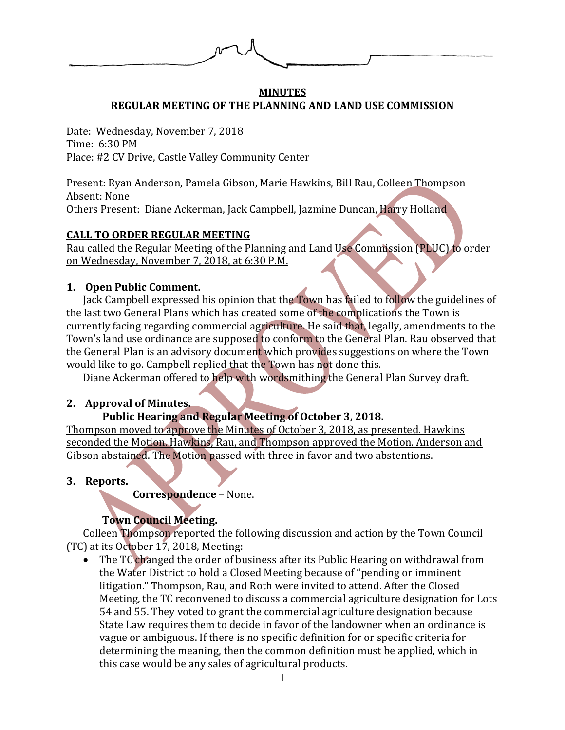**MINUTES**
**REGULAR MEETING OF THE PLANNING AND LAND USE COMMISSION**

Date: Wednesday, November 7, 2018
Time: 6:30 PM
Place: #2 CV Drive, Castle Valley Community Center

Present: Ryan Anderson, Pamela Gibson, Marie Hawkins, Bill Rau, Colleen Thompson
Absent: None
Others Present: Diane Ackerman, Jack Campbell, Jazmine Duncan, Harry Holland

**CALL TO ORDER REGULAR MEETING**

Rau called the Regular Meeting of the Planning and Land Use Commission (PLUC) to order on Wednesday, November 7, 2018, at 6:30 P.M.

**1. Open Public Comment.**

Jack Campbell expressed his opinion that the Town has failed to follow the guidelines of the last two General Plans which has created some of the complications the Town is currently facing regarding commercial agriculture. He said that, legally, amendments to the Town's land use ordinance are supposed to conform to the General Plan. Rau observed that the General Plan is an advisory document which provides suggestions on where the Town would like to go. Campbell replied that the Town has not done this.

Diane Ackerman offered to help with wordsmithing the General Plan Survey draft.

**2. Approval of Minutes.**

**Public Hearing and Regular Meeting of October 3, 2018.**

Thompson moved to approve the Minutes of October 3, 2018, as presented. Hawkins seconded the Motion. Hawkins, Rau, and Thompson approved the Motion. Anderson and Gibson abstained. The Motion passed with three in favor and two abstentions.

**3. Reports.**

**Correspondence** – None.

**Town Council Meeting.**

Colleen Thompson reported the following discussion and action by the Town Council (TC) at its October 17, 2018, Meeting:

- The TC changed the order of business after its Public Hearing on withdrawal from the Water District to hold a Closed Meeting because of "pending or imminent litigation." Thompson, Rau, and Roth were invited to attend. After the Closed Meeting, the TC reconvened to discuss a commercial agriculture designation for Lots 54 and 55. They voted to grant the commercial agriculture designation because State Law requires them to decide in favor of the landowner when an ordinance is vague or ambiguous. If there is no specific definition for or specific criteria for determining the meaning, then the common definition must be applied, which in this case would be any sales of agricultural products.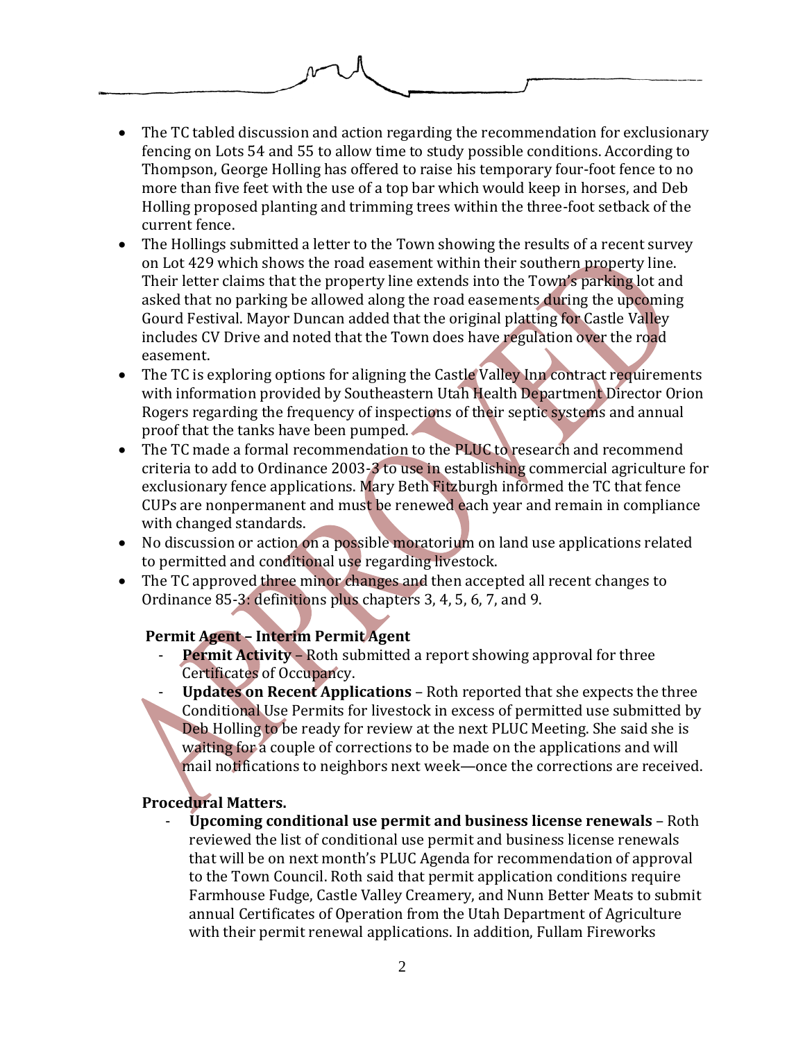- The TC tabled discussion and action regarding the recommendation for exclusionary fencing on Lots 54 and 55 to allow time to study possible conditions. According to Thompson, George Holling has offered to raise his temporary four-foot fence to no more than five feet with the use of a top bar which would keep in horses, and Deb Holling proposed planting and trimming trees within the three-foot setback of the current fence.
- The Hollings submitted a letter to the Town showing the results of a recent survey on Lot 429 which shows the road easement within their southern property line. Their letter claims that the property line extends into the Town's parking lot and asked that no parking be allowed along the road easements during the upcoming Gourd Festival. Mayor Duncan added that the original platting for Castle Valley includes CV Drive and noted that the Town does have regulation over the road easement.
- The TC is exploring options for aligning the Castle Valley Inn contract requirements with information provided by Southeastern Utah Health Department Director Orion Rogers regarding the frequency of inspections of their septic systems and annual proof that the tanks have been pumped.
- The TC made a formal recommendation to the PLUC to research and recommend criteria to add to Ordinance 2003-3 to use in establishing commercial agriculture for exclusionary fence applications. Mary Beth Fitzburgh informed the TC that fence CUPs are nonpermanent and must be renewed each year and remain in compliance with changed standards.
- No discussion or action on a possible moratorium on land use applications related to permitted and conditional use regarding livestock.
- The TC approved three minor changes and then accepted all recent changes to Ordinance 85-3: definitions plus chapters 3, 4, 5, 6, 7, and 9.

**Permit Agent – Interim Permit Agent**

- **Permit Activity** – Roth submitted a report showing approval for three Certificates of Occupancy.
- **Updates on Recent Applications** – Roth reported that she expects the three Conditional Use Permits for livestock in excess of permitted use submitted by Deb Holling to be ready for review at the next PLUC Meeting. She said she is waiting for a couple of corrections to be made on the applications and will mail notifications to neighbors next week—once the corrections are received.

**Procedural Matters.**

- **Upcoming conditional use permit and business license renewals** – Roth reviewed the list of conditional use permit and business license renewals that will be on next month's PLUC Agenda for recommendation of approval to the Town Council. Roth said that permit application conditions require Farmhouse Fudge, Castle Valley Creamery, and Nunn Better Meats to submit annual Certificates of Operation from the Utah Department of Agriculture with their permit renewal applications. In addition, Fullam Fireworks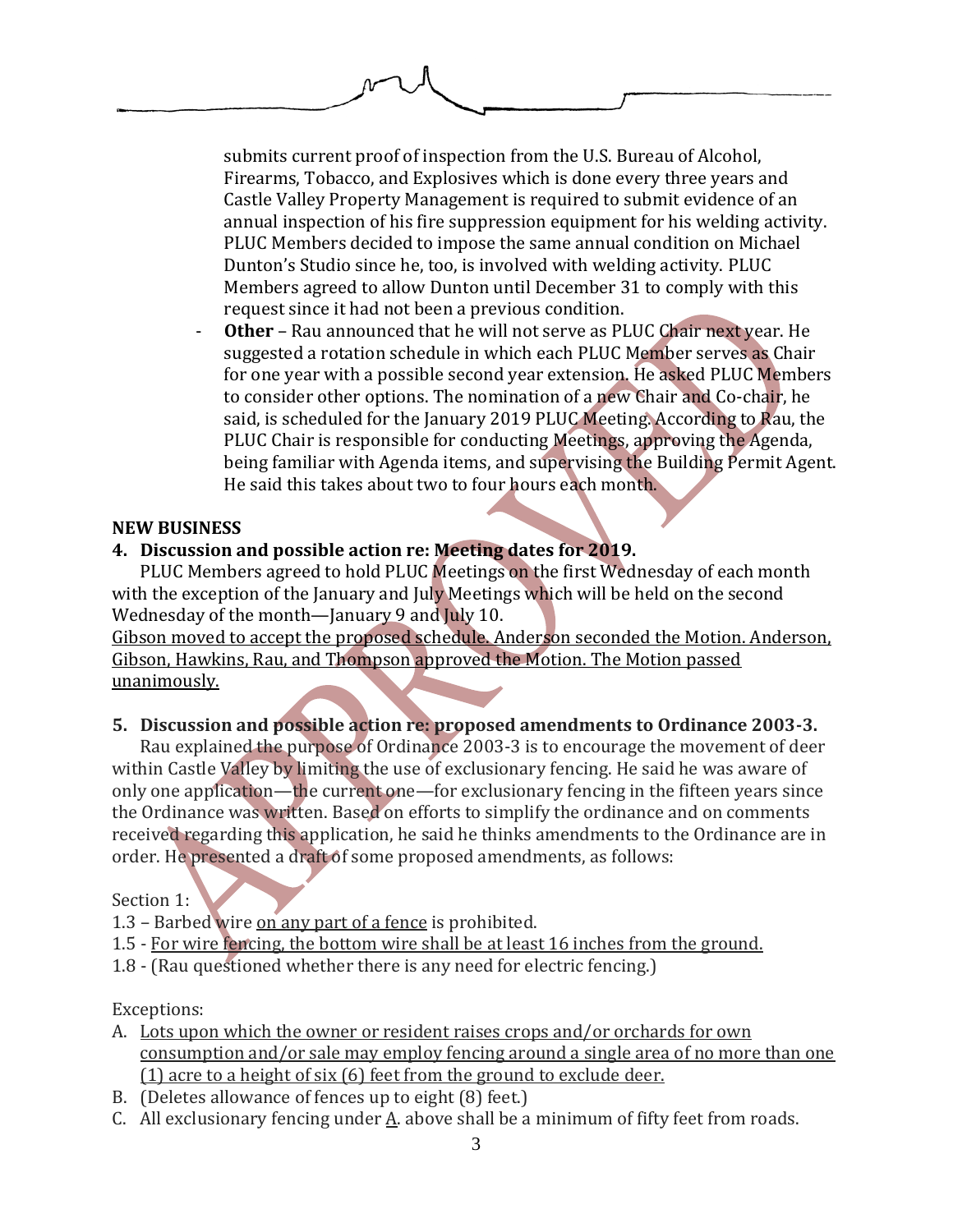submits current proof of inspection from the U.S. Bureau of Alcohol, Firearms, Tobacco, and Explosives which is done every three years and Castle Valley Property Management is required to submit evidence of an annual inspection of his fire suppression equipment for his welding activity. PLUC Members decided to impose the same annual condition on Michael Dunton's Studio since he, too, is involved with welding activity. PLUC Members agreed to allow Dunton until December 31 to comply with this request since it had not been a previous condition.

- **Other** – Rau announced that he will not serve as PLUC Chair next year. He suggested a rotation schedule in which each PLUC Member serves as Chair for one year with a possible second year extension. He asked PLUC Members to consider other options. The nomination of a new Chair and Co-chair, he said, is scheduled for the January 2019 PLUC Meeting. According to Rau, the PLUC Chair is responsible for conducting Meetings, approving the Agenda, being familiar with Agenda items, and supervising the Building Permit Agent. He said this takes about two to four hours each month.

**NEW BUSINESS**

**4. Discussion and possible action re: Meeting dates for 2019.**

PLUC Members agreed to hold PLUC Meetings on the first Wednesday of each month with the exception of the January and July Meetings which will be held on the second Wednesday of the month—January 9 and July 10.

<u>Gibson moved to accept the proposed schedule. Anderson seconded the Motion. Anderson, Gibson, Hawkins, Rau, and Thompson approved the Motion. The Motion passed unanimously.</u>

**5. Discussion and possible action re: proposed amendments to Ordinance 2003-3.**

Rau explained the purpose of Ordinance 2003-3 is to encourage the movement of deer within Castle Valley by limiting the use of exclusionary fencing. He said he was aware of only one application—the current one—for exclusionary fencing in the fifteen years since the Ordinance was written. Based on efforts to simplify the ordinance and on comments received regarding this application, he said he thinks amendments to the Ordinance are in order. He presented a draft of some proposed amendments, as follows:

Section 1:

1.3 – Barbed wire <u>on any part of a fence</u> is prohibited.

1.5 - <u>For wire fencing, the bottom wire shall be at least 16 inches from the ground.</u>

1.8 - (Rau questioned whether there is any need for electric fencing.)

Exceptions:

A. <u>Lots upon which the owner or resident raises crops and/or orchards for own consumption and/or sale may employ fencing around a single area of no more than one (1) acre to a height of six (6) feet from the ground to exclude deer.</u>
B. (Deletes allowance of fences up to eight (8) feet.)
C. All exclusionary fencing under <u>A</u>. above shall be a minimum of fifty feet from roads.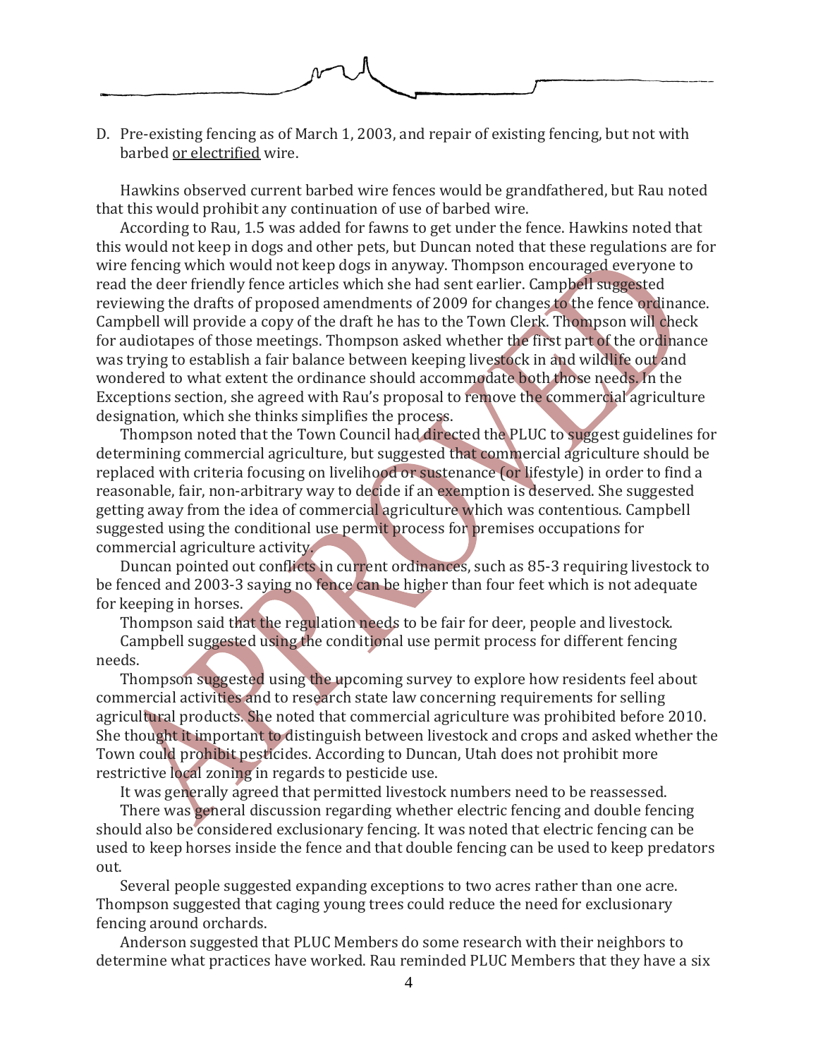D. Pre-existing fencing as of March 1, 2003, and repair of existing fencing, but not with barbed <u>or electrified</u> wire.

Hawkins observed current barbed wire fences would be grandfathered, but Rau noted that this would prohibit any continuation of use of barbed wire.

According to Rau, 1.5 was added for fawns to get under the fence. Hawkins noted that this would not keep in dogs and other pets, but Duncan noted that these regulations are for wire fencing which would not keep dogs in anyway. Thompson encouraged everyone to read the deer friendly fence articles which she had sent earlier. Campbell suggested reviewing the drafts of proposed amendments of 2009 for changes to the fence ordinance. Campbell will provide a copy of the draft he has to the Town Clerk. Thompson will check for audiotapes of those meetings. Thompson asked whether the first part of the ordinance was trying to establish a fair balance between keeping livestock in and wildlife out and wondered to what extent the ordinance should accommodate both those needs. In the Exceptions section, she agreed with Rau's proposal to remove the commercial agriculture designation, which she thinks simplifies the process.

Thompson noted that the Town Council had directed the PLUC to suggest guidelines for determining commercial agriculture, but suggested that commercial agriculture should be replaced with criteria focusing on livelihood or sustenance (or lifestyle) in order to find a reasonable, fair, non-arbitrary way to decide if an exemption is deserved. She suggested getting away from the idea of commercial agriculture which was contentious. Campbell suggested using the conditional use permit process for premises occupations for commercial agriculture activity.

Duncan pointed out conflicts in current ordinances, such as 85-3 requiring livestock to be fenced and 2003-3 saying no fence can be higher than four feet which is not adequate for keeping in horses.

Thompson said that the regulation needs to be fair for deer, people and livestock.

Campbell suggested using the conditional use permit process for different fencing needs.

Thompson suggested using the upcoming survey to explore how residents feel about commercial activities and to research state law concerning requirements for selling agricultural products. She noted that commercial agriculture was prohibited before 2010. She thought it important to distinguish between livestock and crops and asked whether the Town could prohibit pesticides. According to Duncan, Utah does not prohibit more restrictive local zoning in regards to pesticide use.

It was generally agreed that permitted livestock numbers need to be reassessed.

There was general discussion regarding whether electric fencing and double fencing should also be considered exclusionary fencing. It was noted that electric fencing can be used to keep horses inside the fence and that double fencing can be used to keep predators out.

Several people suggested expanding exceptions to two acres rather than one acre. Thompson suggested that caging young trees could reduce the need for exclusionary fencing around orchards.

Anderson suggested that PLUC Members do some research with their neighbors to determine what practices have worked. Rau reminded PLUC Members that they have a six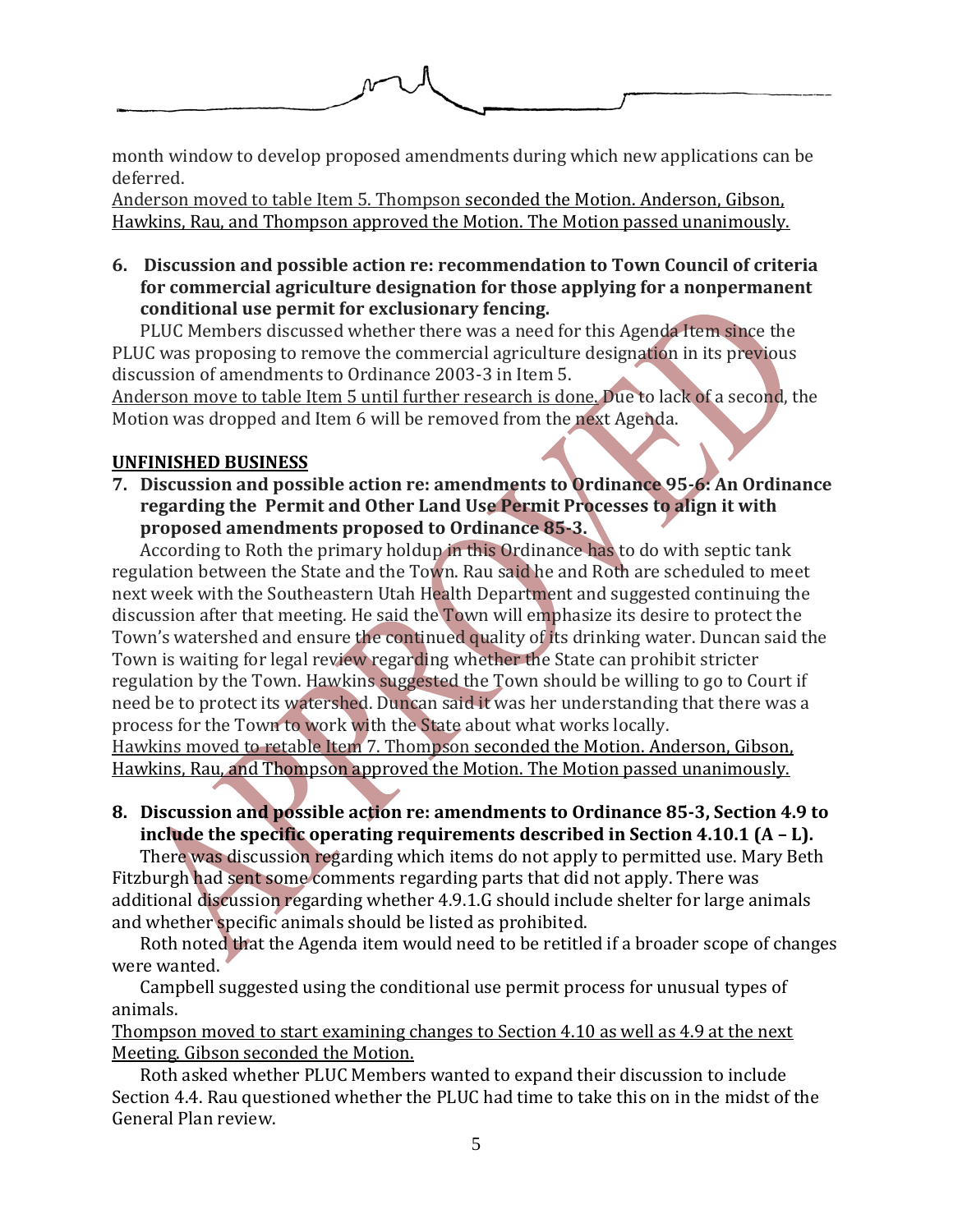month window to develop proposed amendments during which new applications can be deferred.

<u>Anderson moved to table Item 5. Thompson seconded the Motion. Anderson, Gibson, Hawkins, Rau, and Thompson approved the Motion. The Motion passed unanimously.</u>

**6. Discussion and possible action re: recommendation to Town Council of criteria for commercial agriculture designation for those applying for a nonpermanent conditional use permit for exclusionary fencing.**

PLUC Members discussed whether there was a need for this Agenda Item since the PLUC was proposing to remove the commercial agriculture designation in its previous discussion of amendments to Ordinance 2003-3 in Item 5.

<u>Anderson move to table Item 5 until further research is done.</u> Due to lack of a second, the Motion was dropped and Item 6 will be removed from the next Agenda.

**<u>UNFINISHED BUSINESS</u>**

**7. Discussion and possible action re: amendments to Ordinance 95-6: An Ordinance regarding the Permit and Other Land Use Permit Processes to align it with proposed amendments proposed to Ordinance 85-3.**

According to Roth the primary holdup in this Ordinance has to do with septic tank regulation between the State and the Town. Rau said he and Roth are scheduled to meet next week with the Southeastern Utah Health Department and suggested continuing the discussion after that meeting. He said the Town will emphasize its desire to protect the Town's watershed and ensure the continued quality of its drinking water. Duncan said the Town is waiting for legal review regarding whether the State can prohibit stricter regulation by the Town. Hawkins suggested the Town should be willing to go to Court if need be to protect its watershed. Duncan said it was her understanding that there was a process for the Town to work with the State about what works locally.

<u>Hawkins moved to retable Item 7. Thompson seconded the Motion. Anderson, Gibson, Hawkins, Rau, and Thompson approved the Motion. The Motion passed unanimously.</u>

**8. Discussion and possible action re: amendments to Ordinance 85-3, Section 4.9 to include the specific operating requirements described in Section 4.10.1 (A – L).**

There was discussion regarding which items do not apply to permitted use. Mary Beth Fitzburgh had sent some comments regarding parts that did not apply. There was additional discussion regarding whether 4.9.1.G should include shelter for large animals and whether specific animals should be listed as prohibited.

Roth noted that the Agenda item would need to be retitled if a broader scope of changes were wanted.

Campbell suggested using the conditional use permit process for unusual types of animals.

<u>Thompson moved to start examining changes to Section 4.10 as well as 4.9 at the next Meeting. Gibson seconded the Motion.</u>

Roth asked whether PLUC Members wanted to expand their discussion to include Section 4.4. Rau questioned whether the PLUC had time to take this on in the midst of the General Plan review.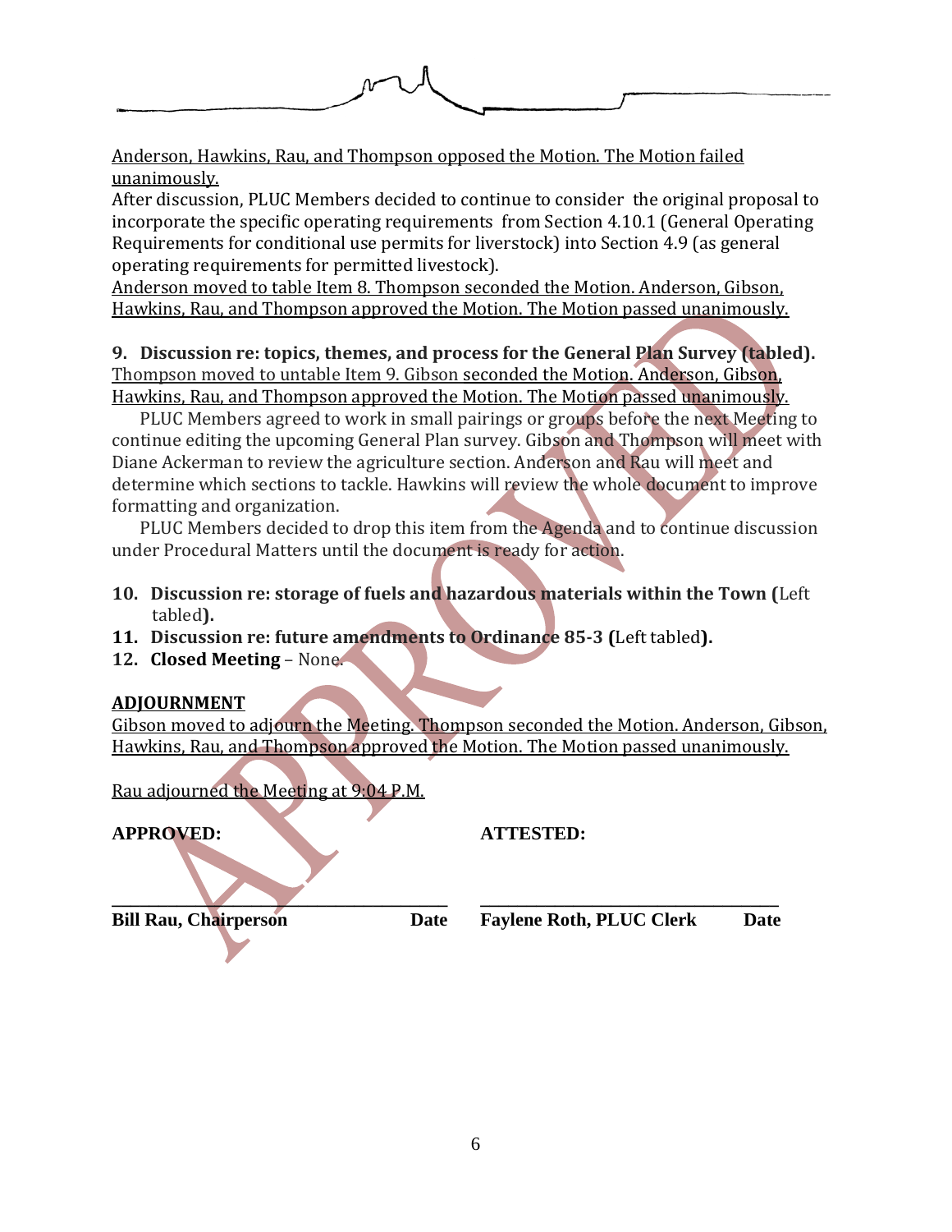Anderson, Hawkins, Rau, and Thompson opposed the Motion. The Motion failed unanimously.

After discussion, PLUC Members decided to continue to consider the original proposal to incorporate the specific operating requirements from Section 4.10.1 (General Operating Requirements for conditional use permits for liverstock) into Section 4.9 (as general operating requirements for permitted livestock).

Anderson moved to table Item 8. Thompson seconded the Motion. Anderson, Gibson, Hawkins, Rau, and Thompson approved the Motion. The Motion passed unanimously.

**9. Discussion re: topics, themes, and process for the General Plan Survey (tabled).**

Thompson moved to untable Item 9. Gibson seconded the Motion. Anderson, Gibson, Hawkins, Rau, and Thompson approved the Motion. The Motion passed unanimously.

PLUC Members agreed to work in small pairings or groups before the next Meeting to continue editing the upcoming General Plan survey. Gibson and Thompson will meet with Diane Ackerman to review the agriculture section. Anderson and Rau will meet and determine which sections to tackle. Hawkins will review the whole document to improve formatting and organization.

PLUC Members decided to drop this item from the Agenda and to continue discussion under Procedural Matters until the document is ready for action.

10. **Discussion re: storage of fuels and hazardous materials within the Town (**Left tabled**).**
11. **Discussion re: future amendments to Ordinance 85-3 (**Left tabled**).**
12. **Closed Meeting** – None.

**ADJOURNMENT**

Gibson moved to adjourn the Meeting. Thompson seconded the Motion. Anderson, Gibson, Hawkins, Rau, and Thompson approved the Motion. The Motion passed unanimously.

Rau adjourned the Meeting at 9:04 P.M.

APPROVED

**APPROVED:** **ATTESTED:**

\_\_\_\_\_\_\_\_\_\_\_\_\_\_\_\_\_\_\_\_\_\_\_\_\_\_\_\_\_\_\_\_\_\_\_\_\_\_ \_\_\_\_\_\_\_\_\_\_\_\_\_\_\_\_\_\_\_\_\_\_\_\_\_\_\_\_\_\_\_\_\_\_\_\_\_\_

**Bill Rau, Chairperson Date** **Faylene Roth, PLUC Clerk Date**